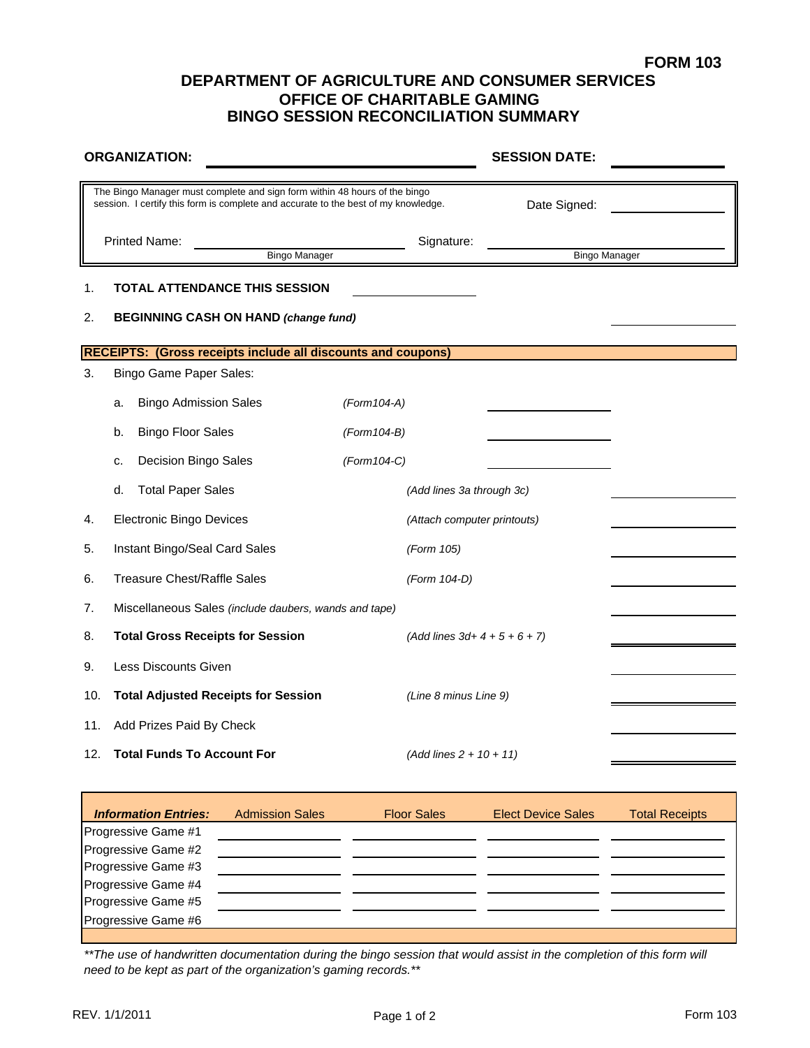**FORM 103**

# DEPARTMENT OF AGRICULTURE AND CONSUMER SERVICES
## OFFICE OF CHARITABLE GAMING
## BINGO SESSION RECONCILIATION SUMMARY

**ORGANIZATION:** ______________________________ **SESSION DATE:** ____________

The Bingo Manager must complete and sign form within 48 hours of the bingo session. I certify this form is complete and accurate to the best of my knowledge.

Date Signed: ____________

Printed Name: ______________________ (Bingo Manager) Signature: ______________________ (Bingo Manager)

1. **TOTAL ATTENDANCE THIS SESSION** ____________

2. **BEGINNING CASH ON HAND** ***(change fund)*** ____________

**RECEIPTS: (Gross receipts include all discounts and coupons)**

3. Bingo Game Paper Sales:
   a. Bingo Admission Sales *(Form104-A)* ____________
   b. Bingo Floor Sales *(Form104-B)* ____________
   c. Decision Bingo Sales *(Form104-C)* ____________
   d. Total Paper Sales *(Add lines 3a through 3c)* ____________
4. Electronic Bingo Devices *(Attach computer printouts)* ____________
5. Instant Bingo/Seal Card Sales *(Form 105)* ____________
6. Treasure Chest/Raffle Sales *(Form 104-D)* ____________
7. Miscellaneous Sales *(include daubers, wands and tape)* ____________
8. **Total Gross Receipts for Session** *(Add lines 3d+ 4 + 5 + 6 + 7)* ____________
9. Less Discounts Given ____________
10. **Total Adjusted Receipts for Session** *(Line 8 minus Line 9)* ____________
11. Add Prizes Paid By Check ____________
12. **Total Funds To Account For** *(Add lines 2 + 10 + 11)* ____________

| ***Information Entries:*** | Admission Sales | Floor Sales | Elect Device Sales | Total Receipts |
|---|---|---|---|---|
| Progressive Game #1 | | | | |
| Progressive Game #2 | | | | |
| Progressive Game #3 | | | | |
| Progressive Game #4 | | | | |
| Progressive Game #5 | | | | |
| Progressive Game #6 | | | | |

*\*\*The use of handwritten documentation during the bingo session that would assist in the completion of this form will need to be kept as part of the organization's gaming records.\*\**

REV. 1/1/2011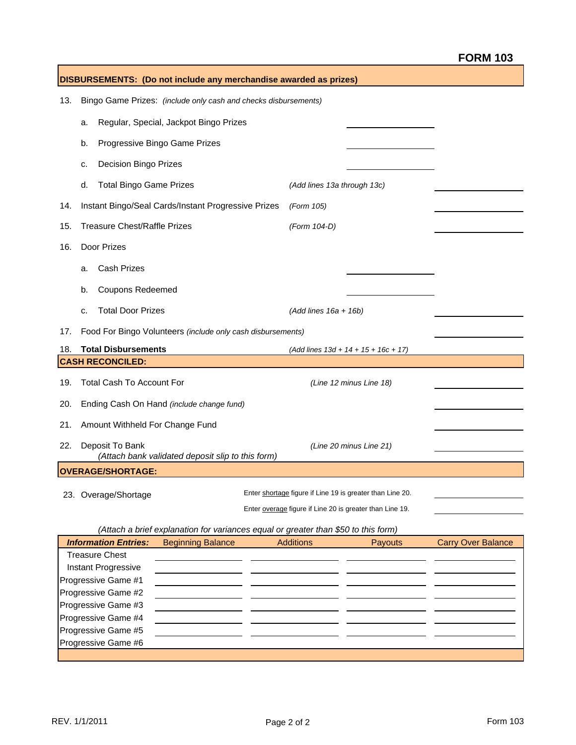**FORM 103**

## DISBURSEMENTS: (Do not include any merchandise awarded as prizes)

13. Bingo Game Prizes: *(include only cash and checks disbursements)*

    a. Regular, Special, Jackpot Bingo Prizes ____________

    b. Progressive Bingo Game Prizes ____________

    c. Decision Bingo Prizes ____________

    d. Total Bingo Game Prizes *(Add lines 13a through 13c)* ____________

14. Instant Bingo/Seal Cards/Instant Progressive Prizes *(Form 105)* ____________

15. Treasure Chest/Raffle Prizes *(Form 104-D)* ____________

16. Door Prizes

    a. Cash Prizes ____________

    b. Coupons Redeemed ____________

    c. Total Door Prizes *(Add lines 16a + 16b)* ____________

17. Food For Bingo Volunteers *(include only cash disbursements)* ____________

18. **Total Disbursements** *(Add lines 13d + 14 + 15 + 16c + 17)* ____________

## CASH RECONCILED:

19. Total Cash To Account For *(Line 12 minus Line 18)* ____________

20. Ending Cash On Hand *(include change fund)* ____________

21. Amount Withheld For Change Fund ____________

22. Deposit To Bank *(Line 20 minus Line 21)* ____________
    *(Attach bank validated deposit slip to this form)*

## OVERAGE/SHORTAGE:

23. Overage/Shortage

    Enter shortage figure if Line 19 is greater than Line 20. ____________

    Enter overage figure if Line 20 is greater than Line 19. ____________

*(Attach a brief explanation for variances equal or greater than $50 to this form)*

| *Information Entries:* | Beginning Balance | Additions | Payouts | Carry Over Balance |
|---|---|---|---|---|
| Treasure Chest | | | | |
| Instant Progressive | | | | |
| Progressive Game #1 | | | | |
| Progressive Game #2 | | | | |
| Progressive Game #3 | | | | |
| Progressive Game #4 | | | | |
| Progressive Game #5 | | | | |
| Progressive Game #6 | | | | |

REV. 1/1/2011